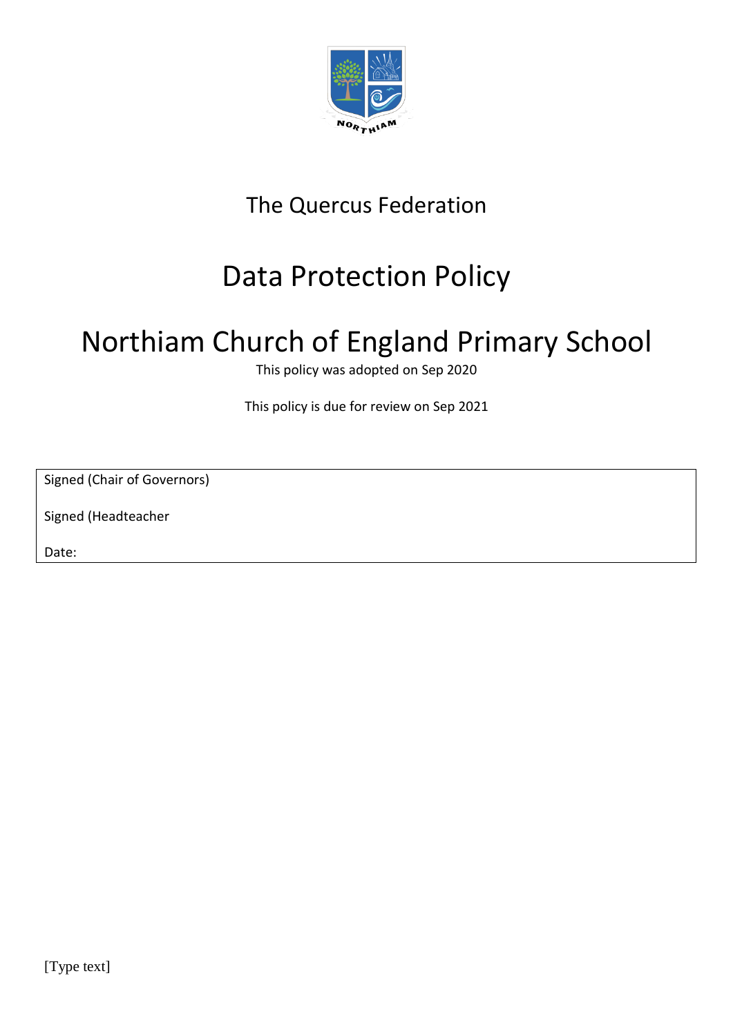The Quercus Federation

# Data Protection Policy

# Northiam Church of England Primary School

This policy was adopted on Sep 2020

This policy is due for review on Sep 2021

| Signed (Chair of Governors) |
| --- |
| Signed (Headteacher |
| Date: |

[Type text]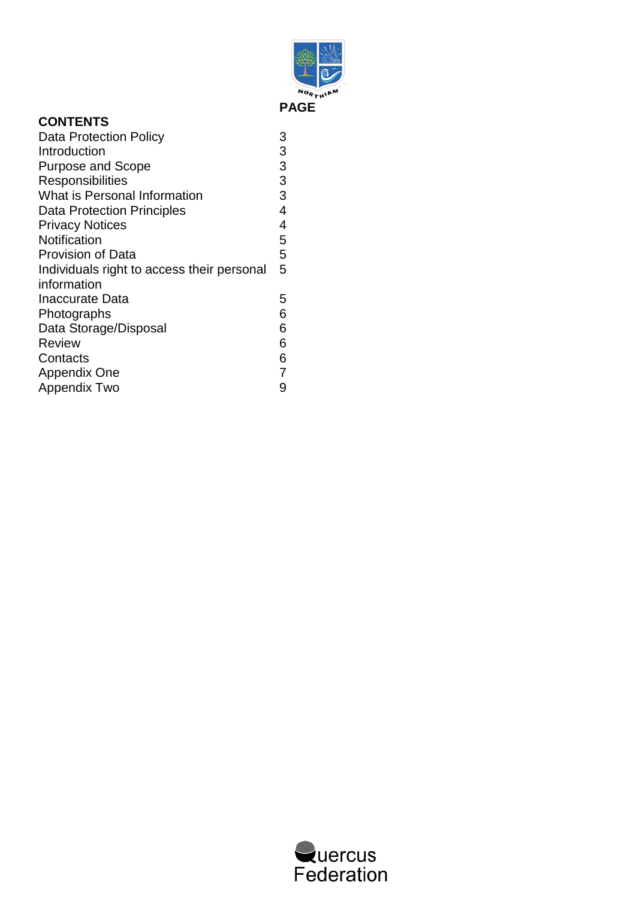| CONTENTS | PAGE |
|---|---|
| Data Protection Policy | 3 |
| Introduction | 3 |
| Purpose and Scope | 3 |
| Responsibilities | 3 |
| What is Personal Information | 3 |
| Data Protection Principles | 4 |
| Privacy Notices | 4 |
| Notification | 5 |
| Provision of Data | 5 |
| Individuals right to access their personal information | 5 |
| Inaccurate Data | 5 |
| Photographs | 6 |
| Data Storage/Disposal | 6 |
| Review | 6 |
| Contacts | 6 |
| Appendix One | 7 |
| Appendix Two | 9 |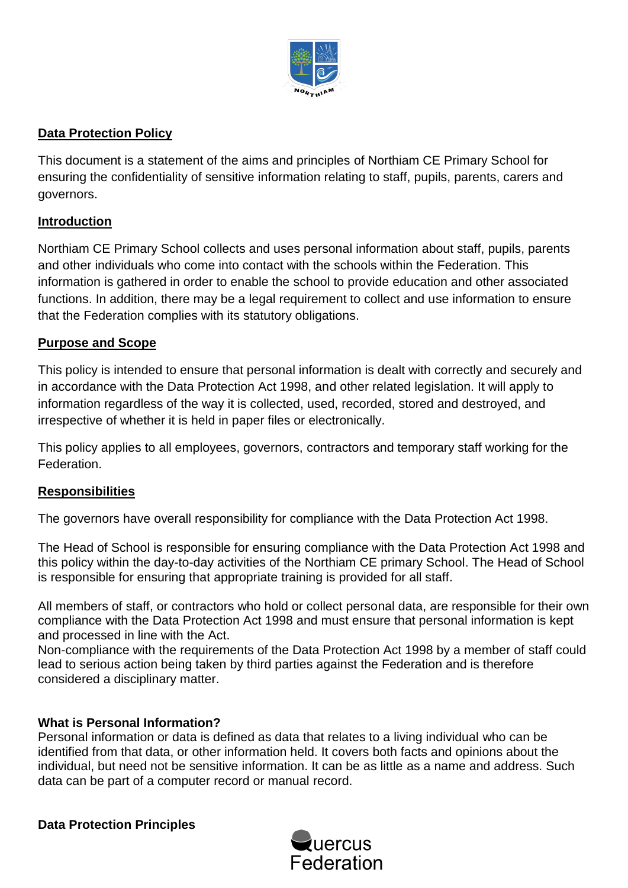## Data Protection Policy

This document is a statement of the aims and principles of Northiam CE Primary School for ensuring the confidentiality of sensitive information relating to staff, pupils, parents, carers and governors.

## Introduction

Northiam CE Primary School collects and uses personal information about staff, pupils, parents and other individuals who come into contact with the schools within the Federation. This information is gathered in order to enable the school to provide education and other associated functions. In addition, there may be a legal requirement to collect and use information to ensure that the Federation complies with its statutory obligations.

## Purpose and Scope

This policy is intended to ensure that personal information is dealt with correctly and securely and in accordance with the Data Protection Act 1998, and other related legislation. It will apply to information regardless of the way it is collected, used, recorded, stored and destroyed, and irrespective of whether it is held in paper files or electronically.

This policy applies to all employees, governors, contractors and temporary staff working for the Federation.

## Responsibilities

The governors have overall responsibility for compliance with the Data Protection Act 1998.

The Head of School is responsible for ensuring compliance with the Data Protection Act 1998 and this policy within the day-to-day activities of the Northiam CE primary School. The Head of School is responsible for ensuring that appropriate training is provided for all staff.

All members of staff, or contractors who hold or collect personal data, are responsible for their own compliance with the Data Protection Act 1998 and must ensure that personal information is kept and processed in line with the Act.
Non-compliance with the requirements of the Data Protection Act 1998 by a member of staff could lead to serious action being taken by third parties against the Federation and is therefore considered a disciplinary matter.

### What is Personal Information?

Personal information or data is defined as data that relates to a living individual who can be identified from that data, or other information held. It covers both facts and opinions about the individual, but need not be sensitive information. It can be as little as a name and address. Such data can be part of a computer record or manual record.

### Data Protection Principles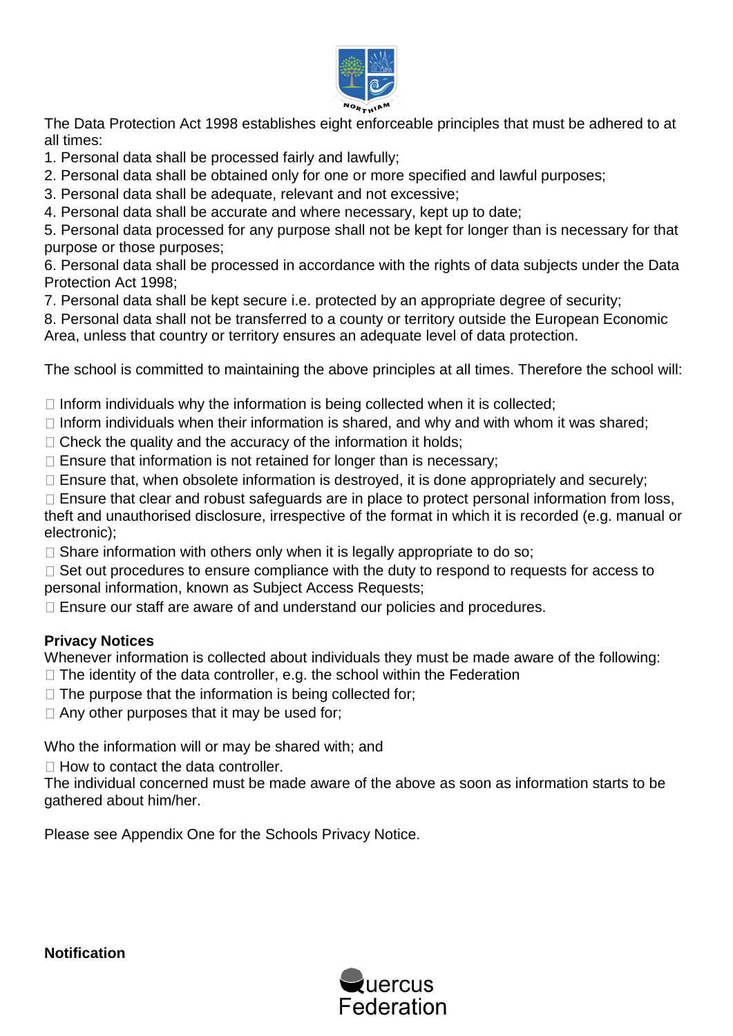The Data Protection Act 1998 establishes eight enforceable principles that must be adhered to at all times:

1. Personal data shall be processed fairly and lawfully;
2. Personal data shall be obtained only for one or more specified and lawful purposes;
3. Personal data shall be adequate, relevant and not excessive;
4. Personal data shall be accurate and where necessary, kept up to date;
5. Personal data processed for any purpose shall not be kept for longer than is necessary for that purpose or those purposes;
6. Personal data shall be processed in accordance with the rights of data subjects under the Data Protection Act 1998;
7. Personal data shall be kept secure i.e. protected by an appropriate degree of security;
8. Personal data shall not be transferred to a county or territory outside the European Economic Area, unless that country or territory ensures an adequate level of data protection.

The school is committed to maintaining the above principles at all times. Therefore the school will:

- Inform individuals why the information is being collected when it is collected;
- Inform individuals when their information is shared, and why and with whom it was shared;
- Check the quality and the accuracy of the information it holds;
- Ensure that information is not retained for longer than is necessary;
- Ensure that, when obsolete information is destroyed, it is done appropriately and securely;
- Ensure that clear and robust safeguards are in place to protect personal information from loss, theft and unauthorised disclosure, irrespective of the format in which it is recorded (e.g. manual or electronic);
- Share information with others only when it is legally appropriate to do so;
- Set out procedures to ensure compliance with the duty to respond to requests for access to personal information, known as Subject Access Requests;
- Ensure our staff are aware of and understand our policies and procedures.

**Privacy Notices**

Whenever information is collected about individuals they must be made aware of the following:

- The identity of the data controller, e.g. the school within the Federation
- The purpose that the information is being collected for;
- Any other purposes that it may be used for;

Who the information will or may be shared with; and

- How to contact the data controller.

The individual concerned must be made aware of the above as soon as information starts to be gathered about him/her.

Please see Appendix One for the Schools Privacy Notice.

**Notification**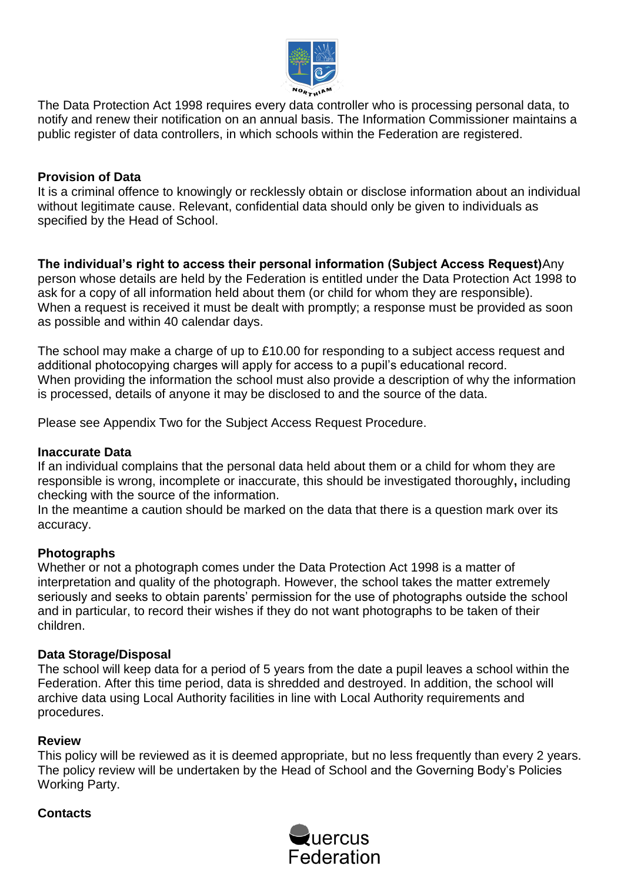The Data Protection Act 1998 requires every data controller who is processing personal data, to notify and renew their notification on an annual basis. The Information Commissioner maintains a public register of data controllers, in which schools within the Federation are registered.

**Provision of Data**

It is a criminal offence to knowingly or recklessly obtain or disclose information about an individual without legitimate cause. Relevant, confidential data should only be given to individuals as specified by the Head of School.

**The individual's right to access their personal information (Subject Access Request)** Any person whose details are held by the Federation is entitled under the Data Protection Act 1998 to ask for a copy of all information held about them (or child for whom they are responsible). When a request is received it must be dealt with promptly; a response must be provided as soon as possible and within 40 calendar days.

The school may make a charge of up to £10.00 for responding to a subject access request and additional photocopying charges will apply for access to a pupil's educational record. When providing the information the school must also provide a description of why the information is processed, details of anyone it may be disclosed to and the source of the data.

Please see Appendix Two for the Subject Access Request Procedure.

**Inaccurate Data**

If an individual complains that the personal data held about them or a child for whom they are responsible is wrong, incomplete or inaccurate, this should be investigated thoroughly**,** including checking with the source of the information.
In the meantime a caution should be marked on the data that there is a question mark over its accuracy.

**Photographs**

Whether or not a photograph comes under the Data Protection Act 1998 is a matter of interpretation and quality of the photograph. However, the school takes the matter extremely seriously and seeks to obtain parents' permission for the use of photographs outside the school and in particular, to record their wishes if they do not want photographs to be taken of their children.

**Data Storage/Disposal**

The school will keep data for a period of 5 years from the date a pupil leaves a school within the Federation. After this time period, data is shredded and destroyed. In addition, the school will archive data using Local Authority facilities in line with Local Authority requirements and procedures.

**Review**

This policy will be reviewed as it is deemed appropriate, but no less frequently than every 2 years. The policy review will be undertaken by the Head of School and the Governing Body's Policies Working Party.

**Contacts**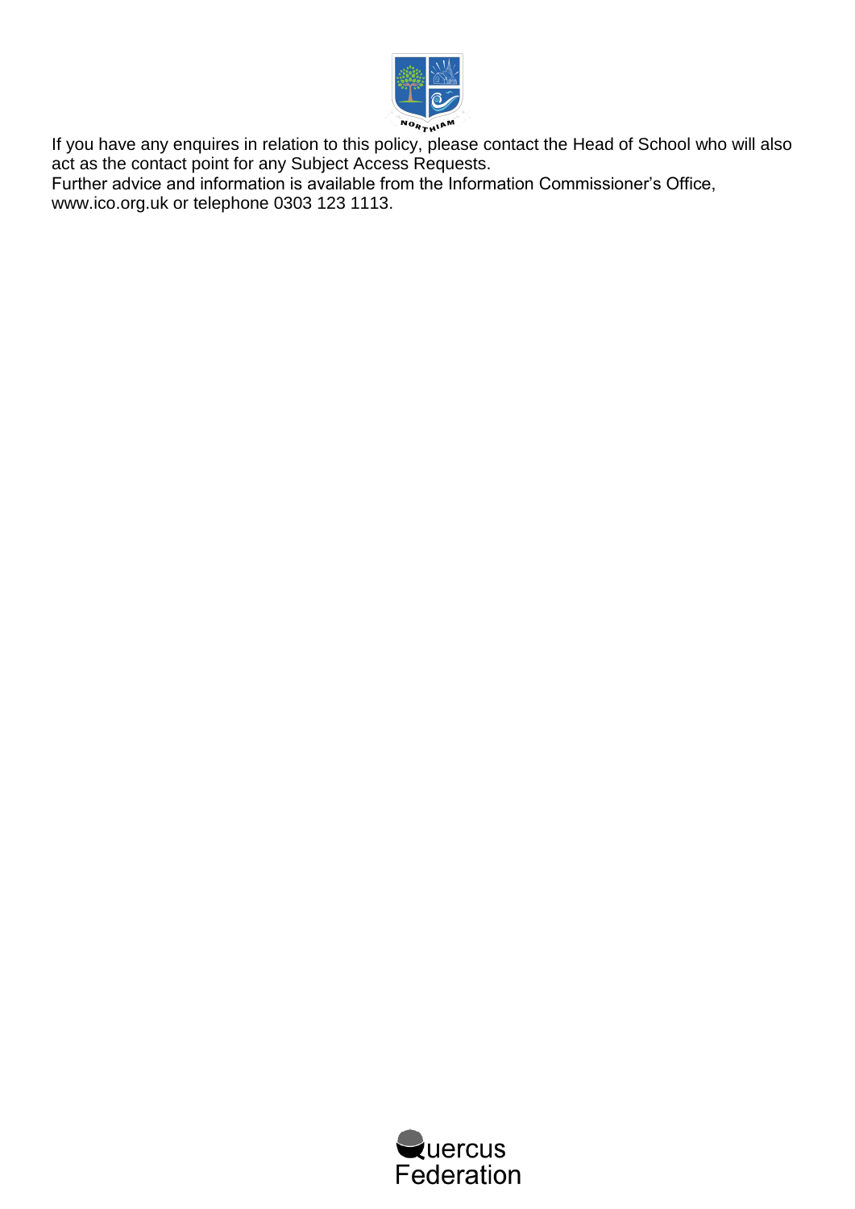If you have any enquires in relation to this policy, please contact the Head of School who will also act as the contact point for any Subject Access Requests.

Further advice and information is available from the Information Commissioner's Office, www.ico.org.uk or telephone 0303 123 1113.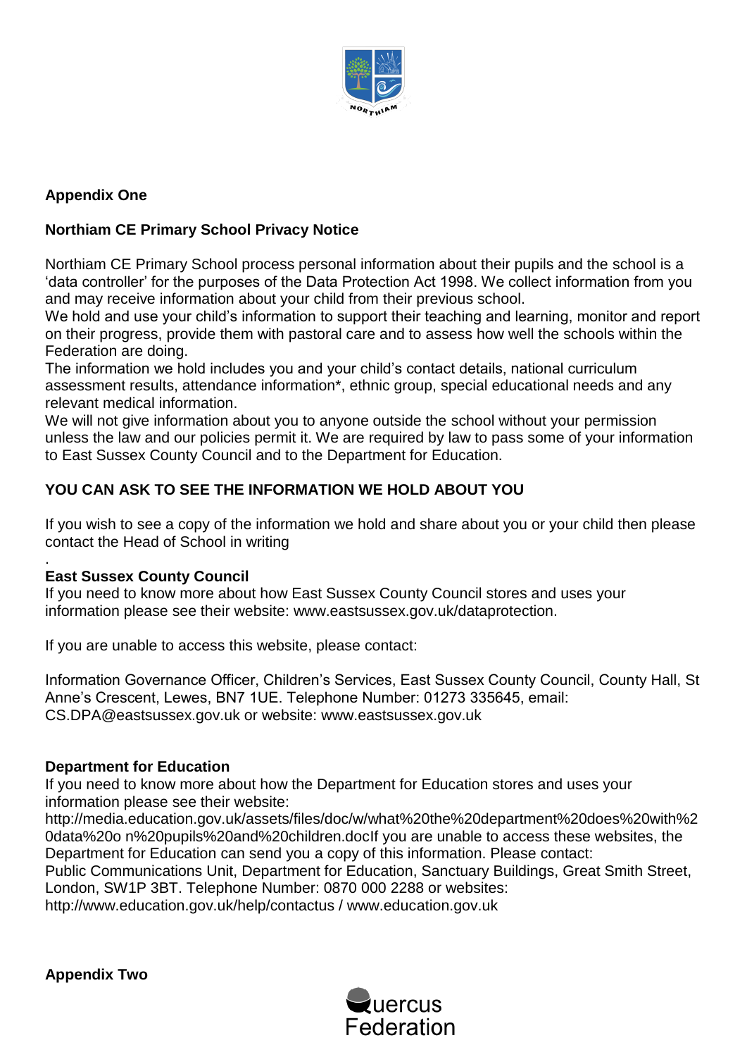**Appendix One**

**Northiam CE Primary School Privacy Notice**

Northiam CE Primary School process personal information about their pupils and the school is a 'data controller' for the purposes of the Data Protection Act 1998. We collect information from you and may receive information about your child from their previous school.
We hold and use your child's information to support their teaching and learning, monitor and report on their progress, provide them with pastoral care and to assess how well the schools within the Federation are doing.
The information we hold includes you and your child's contact details, national curriculum assessment results, attendance information*, ethnic group, special educational needs and any relevant medical information.
We will not give information about you to anyone outside the school without your permission unless the law and our policies permit it. We are required by law to pass some of your information to East Sussex County Council and to the Department for Education.

**YOU CAN ASK TO SEE THE INFORMATION WE HOLD ABOUT YOU**

If you wish to see a copy of the information we hold and share about you or your child then please contact the Head of School in writing

.

**East Sussex County Council**
If you need to know more about how East Sussex County Council stores and uses your information please see their website: www.eastsussex.gov.uk/dataprotection.

If you are unable to access this website, please contact:

Information Governance Officer, Children's Services, East Sussex County Council, County Hall, St Anne's Crescent, Lewes, BN7 1UE. Telephone Number: 01273 335645, email: CS.DPA@eastsussex.gov.uk or website: www.eastsussex.gov.uk

**Department for Education**
If you need to know more about how the Department for Education stores and uses your information please see their website:
http://media.education.gov.uk/assets/files/doc/w/what%20the%20department%20does%20with%20data%20o n%20pupils%20and%20children.docIf you are unable to access these websites, the Department for Education can send you a copy of this information. Please contact:
Public Communications Unit, Department for Education, Sanctuary Buildings, Great Smith Street, London, SW1P 3BT. Telephone Number: 0870 000 2288 or websites:
http://www.education.gov.uk/help/contactus / www.education.gov.uk

**Appendix Two**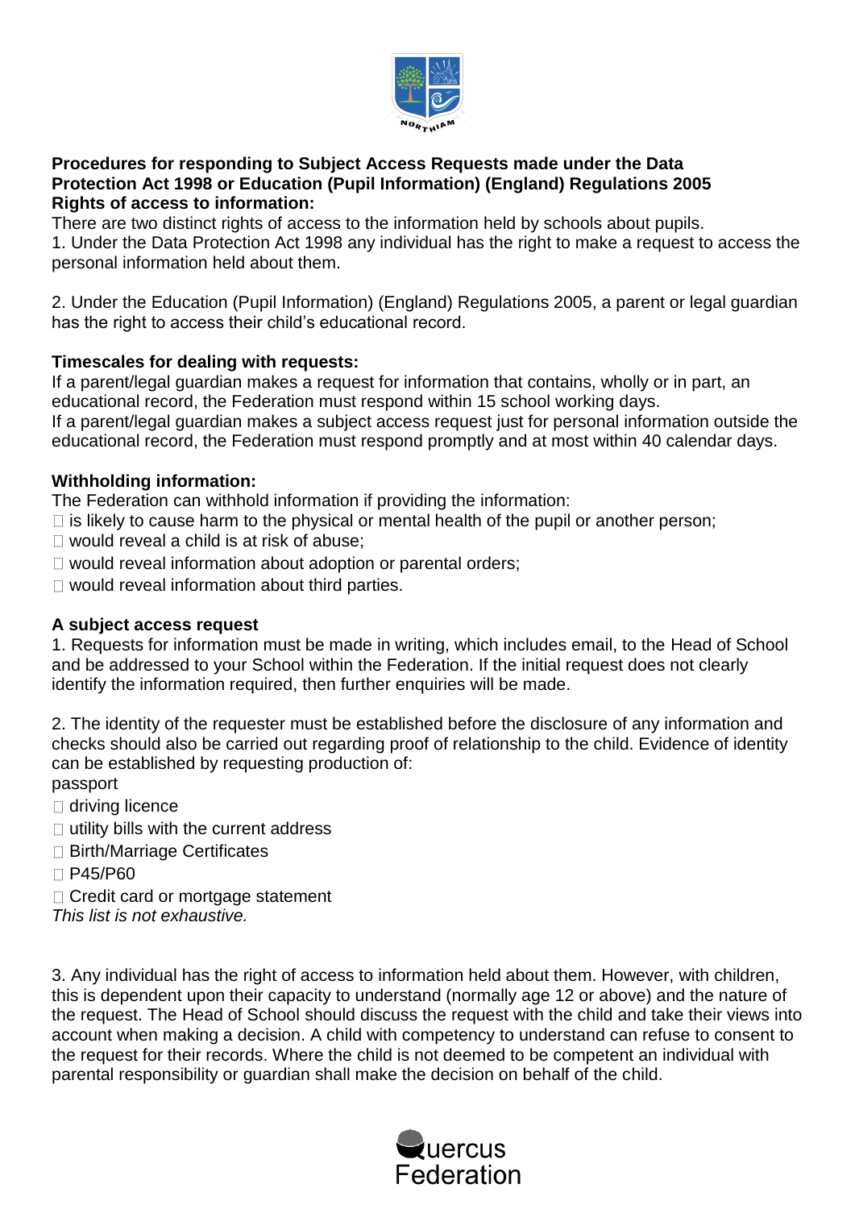**Procedures for responding to Subject Access Requests made under the Data Protection Act 1998 or Education (Pupil Information) (England) Regulations 2005**

**Rights of access to information:**

There are two distinct rights of access to the information held by schools about pupils.

1. Under the Data Protection Act 1998 any individual has the right to make a request to access the personal information held about them.

2. Under the Education (Pupil Information) (England) Regulations 2005, a parent or legal guardian has the right to access their child's educational record.

**Timescales for dealing with requests:**

If a parent/legal guardian makes a request for information that contains, wholly or in part, an educational record, the Federation must respond within 15 school working days.

If a parent/legal guardian makes a subject access request just for personal information outside the educational record, the Federation must respond promptly and at most within 40 calendar days.

**Withholding information:**

The Federation can withhold information if providing the information:

- is likely to cause harm to the physical or mental health of the pupil or another person;
- would reveal a child is at risk of abuse;
- would reveal information about adoption or parental orders;
- would reveal information about third parties.

**A subject access request**

1. Requests for information must be made in writing, which includes email, to the Head of School and be addressed to your School within the Federation. If the initial request does not clearly identify the information required, then further enquiries will be made.

2. The identity of the requester must be established before the disclosure of any information and checks should also be carried out regarding proof of relationship to the child. Evidence of identity can be established by requesting production of:

passport

- driving licence
- utility bills with the current address
- Birth/Marriage Certificates
- P45/P60
- Credit card or mortgage statement

*This list is not exhaustive.*

3. Any individual has the right of access to information held about them. However, with children, this is dependent upon their capacity to understand (normally age 12 or above) and the nature of the request. The Head of School should discuss the request with the child and take their views into account when making a decision. A child with competency to understand can refuse to consent to the request for their records. Where the child is not deemed to be competent an individual with parental responsibility or guardian shall make the decision on behalf of the child.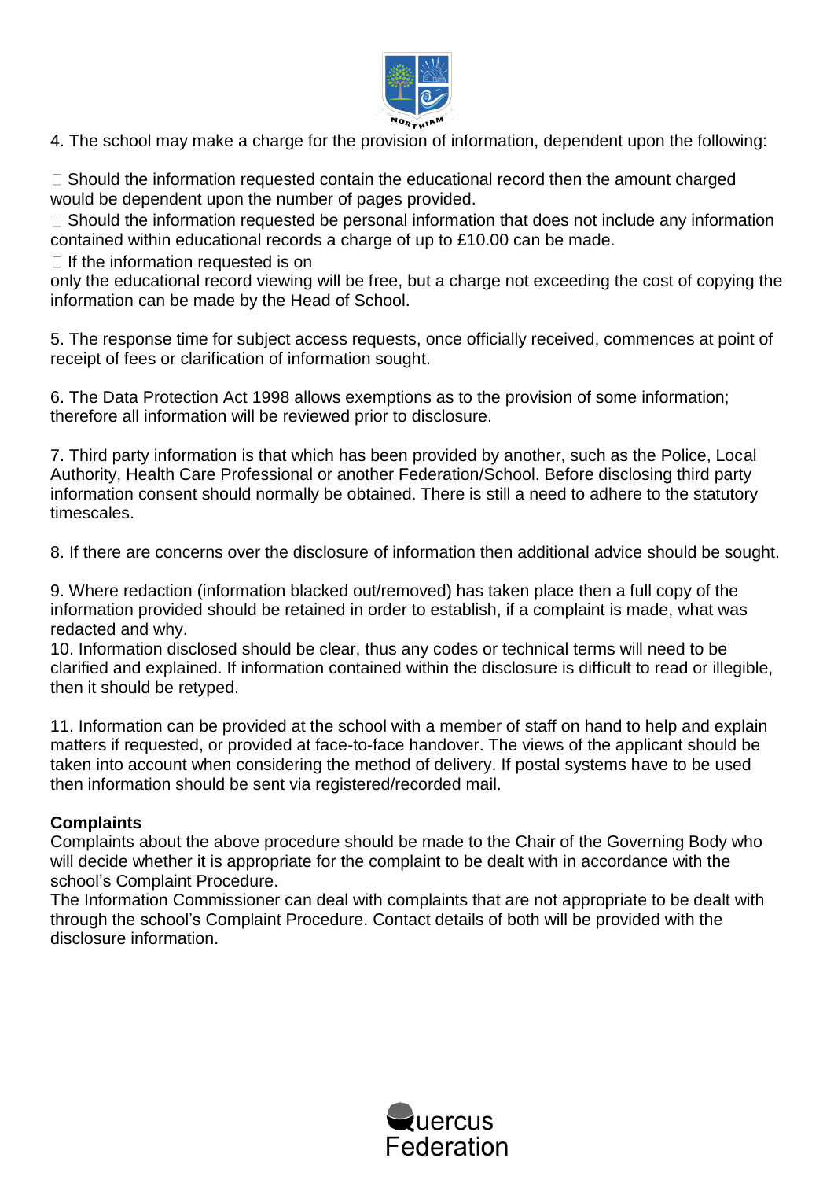4. The school may make a charge for the provision of information, dependent upon the following:

-  Should the information requested contain the educational record then the amount charged would be dependent upon the number of pages provided.
-  Should the information requested be personal information that does not include any information contained within educational records a charge of up to £10.00 can be made.
-  If the information requested is on
only the educational record viewing will be free, but a charge not exceeding the cost of copying the information can be made by the Head of School.

5. The response time for subject access requests, once officially received, commences at point of receipt of fees or clarification of information sought.

6. The Data Protection Act 1998 allows exemptions as to the provision of some information; therefore all information will be reviewed prior to disclosure.

7. Third party information is that which has been provided by another, such as the Police, Local Authority, Health Care Professional or another Federation/School. Before disclosing third party information consent should normally be obtained. There is still a need to adhere to the statutory timescales.

8. If there are concerns over the disclosure of information then additional advice should be sought.

9. Where redaction (information blacked out/removed) has taken place then a full copy of the information provided should be retained in order to establish, if a complaint is made, what was redacted and why.

10. Information disclosed should be clear, thus any codes or technical terms will need to be clarified and explained. If information contained within the disclosure is difficult to read or illegible, then it should be retyped.

11. Information can be provided at the school with a member of staff on hand to help and explain matters if requested, or provided at face-to-face handover. The views of the applicant should be taken into account when considering the method of delivery. If postal systems have to be used then information should be sent via registered/recorded mail.

**Complaints**

Complaints about the above procedure should be made to the Chair of the Governing Body who will decide whether it is appropriate for the complaint to be dealt with in accordance with the school's Complaint Procedure.

The Information Commissioner can deal with complaints that are not appropriate to be dealt with through the school's Complaint Procedure. Contact details of both will be provided with the disclosure information.